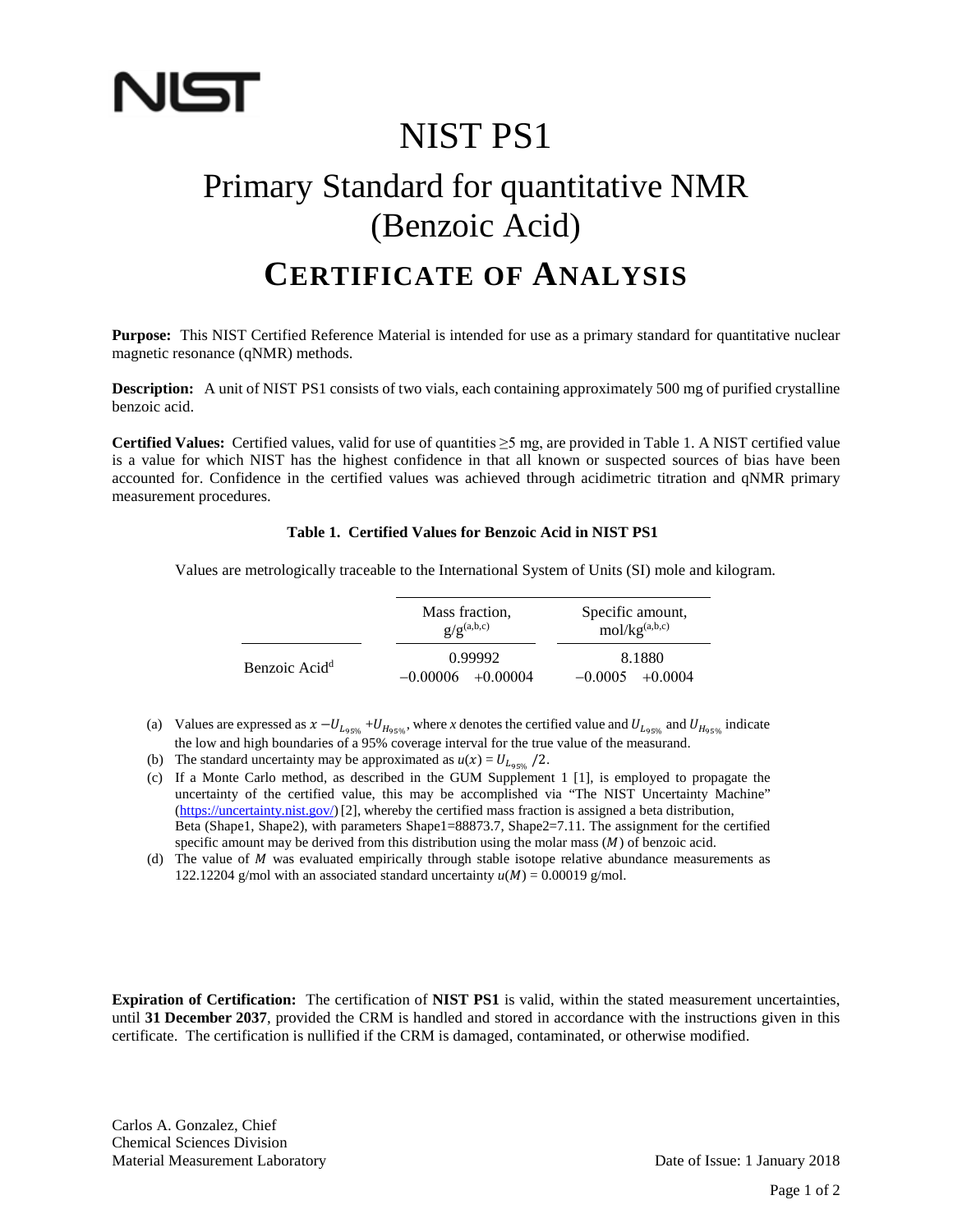# NIST PS1

# Primary Standard for quantitative NMR (Benzoic Acid)

## CERTIFICATE OF ANALYSIS

**Purpose:** This NIST Certified Reference Material is intended for use as a primary standard for quantitative nuclear magnetic resonance (qNMR) methods.

**Description:** A unit of NIST PS1 consists of two vials, each containing approximately 500 mg of purified crystalline benzoic acid.

**Certified Values:** Certified values, valid for use of quantities ≥5 mg, are provided in Table 1. A NIST certified value is a value for which NIST has the highest confidence in that all known or suspected sources of bias have been accounted for. Confidence in the certified values was achieved through acidimetric titration and qNMR primary measurement procedures.

**Table 1. Certified Values for Benzoic Acid in NIST PS1**

Values are metrologically traceable to the International System of Units (SI) mole and kilogram.

| | Mass fraction, g/g[a,b,c] | Specific amount, mol/kg[a,b,c] |
|---|---|---|
| Benzoic Acid[d] | 0.99992 <br> −0.00006 +0.00004 | 8.1880 <br> −0.0005 +0.0004 |

(a) Values are expressed as $x - U_{L_{95\%}} + U_{H_{95\%}}$, where $x$ denotes the certified value and $U_{L_{95\%}}$ and $U_{H_{95\%}}$ indicate the low and high boundaries of a 95% coverage interval for the true value of the measurand.

(b) The standard uncertainty may be approximated as $u(x) = U_{L_{95\%}}/2$.

(c) If a Monte Carlo method, as described in the GUM Supplement 1 [1], is employed to propagate the uncertainty of the certified value, this may be accomplished via "The NIST Uncertainty Machine" (https://uncertainty.nist.gov/) [2], whereby the certified mass fraction is assigned a beta distribution, Beta (Shape1, Shape2), with parameters Shape1=88873.7, Shape2=7.11. The assignment for the certified specific amount may be derived from this distribution using the molar mass ($M$) of benzoic acid.

(d) The value of $M$ was evaluated empirically through stable isotope relative abundance measurements as 122.12204 g/mol with an associated standard uncertainty $u(M)$ = 0.00019 g/mol.

**Expiration of Certification:** The certification of **NIST PS1** is valid, within the stated measurement uncertainties, until **31 December 2037**, provided the CRM is handled and stored in accordance with the instructions given in this certificate. The certification is nullified if the CRM is damaged, contaminated, or otherwise modified.

Carlos A. Gonzalez, Chief
Chemical Sciences Division
Material Measurement Laboratory

Date of Issue: 1 January 2018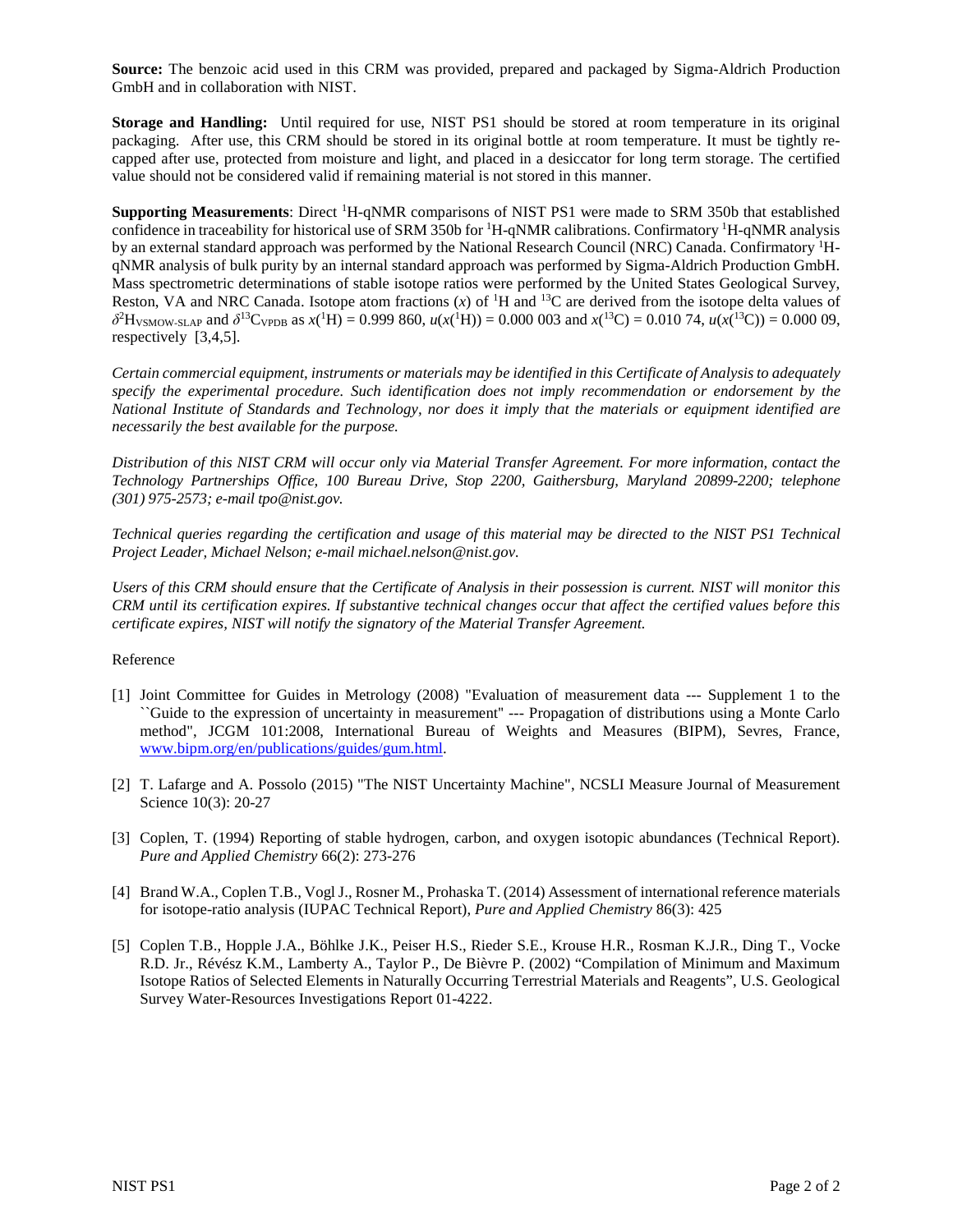**Source:** The benzoic acid used in this CRM was provided, prepared and packaged by Sigma-Aldrich Production GmbH and in collaboration with NIST.

**Storage and Handling:** Until required for use, NIST PS1 should be stored at room temperature in its original packaging. After use, this CRM should be stored in its original bottle at room temperature. It must be tightly re-capped after use, protected from moisture and light, and placed in a desiccator for long term storage. The certified value should not be considered valid if remaining material is not stored in this manner.

**Supporting Measurements**: Direct $^1$H-qNMR comparisons of NIST PS1 were made to SRM 350b that established confidence in traceability for historical use of SRM 350b for $^1$H-qNMR calibrations. Confirmatory $^1$H-qNMR analysis by an external standard approach was performed by the National Research Council (NRC) Canada. Confirmatory $^1$H-qNMR analysis of bulk purity by an internal standard approach was performed by Sigma-Aldrich Production GmbH. Mass spectrometric determinations of stable isotope ratios were performed by the United States Geological Survey, Reston, VA and NRC Canada. Isotope atom fractions ($x$) of $^1$H and $^{13}$C are derived from the isotope delta values of $\delta^2\mathrm{H}_{\mathrm{VSMOW\text{-}SLAP}}$ and $\delta^{13}\mathrm{C}_{\mathrm{VPDB}}$ as $x(^1\mathrm{H}) = 0.999\,860$, $u(x(^1\mathrm{H})) = 0.000\,003$ and $x(^{13}\mathrm{C}) = 0.010\,74$, $u(x(^{13}\mathrm{C})) = 0.000\,09$, respectively [3,4,5].

*Certain commercial equipment, instruments or materials may be identified in this Certificate of Analysis to adequately specify the experimental procedure. Such identification does not imply recommendation or endorsement by the National Institute of Standards and Technology, nor does it imply that the materials or equipment identified are necessarily the best available for the purpose.*

*Distribution of this NIST CRM will occur only via Material Transfer Agreement. For more information, contact the Technology Partnerships Office, 100 Bureau Drive, Stop 2200, Gaithersburg, Maryland 20899-2200; telephone (301) 975-2573; e-mail tpo@nist.gov.*

*Technical queries regarding the certification and usage of this material may be directed to the NIST PS1 Technical Project Leader, Michael Nelson; e-mail michael.nelson@nist.gov.*

*Users of this CRM should ensure that the Certificate of Analysis in their possession is current. NIST will monitor this CRM until its certification expires. If substantive technical changes occur that affect the certified values before this certificate expires, NIST will notify the signatory of the Material Transfer Agreement.*

Reference

[1] Joint Committee for Guides in Metrology (2008) "Evaluation of measurement data --- Supplement 1 to the ``Guide to the expression of uncertainty in measurement" --- Propagation of distributions using a Monte Carlo method", JCGM 101:2008, International Bureau of Weights and Measures (BIPM), Sevres, France, www.bipm.org/en/publications/guides/gum.html.

[2] T. Lafarge and A. Possolo (2015) "The NIST Uncertainty Machine", NCSLI Measure Journal of Measurement Science 10(3): 20-27

[3] Coplen, T. (1994) Reporting of stable hydrogen, carbon, and oxygen isotopic abundances (Technical Report). *Pure and Applied Chemistry* 66(2): 273-276

[4] Brand W.A., Coplen T.B., Vogl J., Rosner M., Prohaska T. (2014) Assessment of international reference materials for isotope-ratio analysis (IUPAC Technical Report), *Pure and Applied Chemistry* 86(3): 425

[5] Coplen T.B., Hopple J.A., Böhlke J.K., Peiser H.S., Rieder S.E., Krouse H.R., Rosman K.J.R., Ding T., Vocke R.D. Jr., Révész K.M., Lamberty A., Taylor P., De Bièvre P. (2002) "Compilation of Minimum and Maximum Isotope Ratios of Selected Elements in Naturally Occurring Terrestrial Materials and Reagents", U.S. Geological Survey Water-Resources Investigations Report 01-4222.